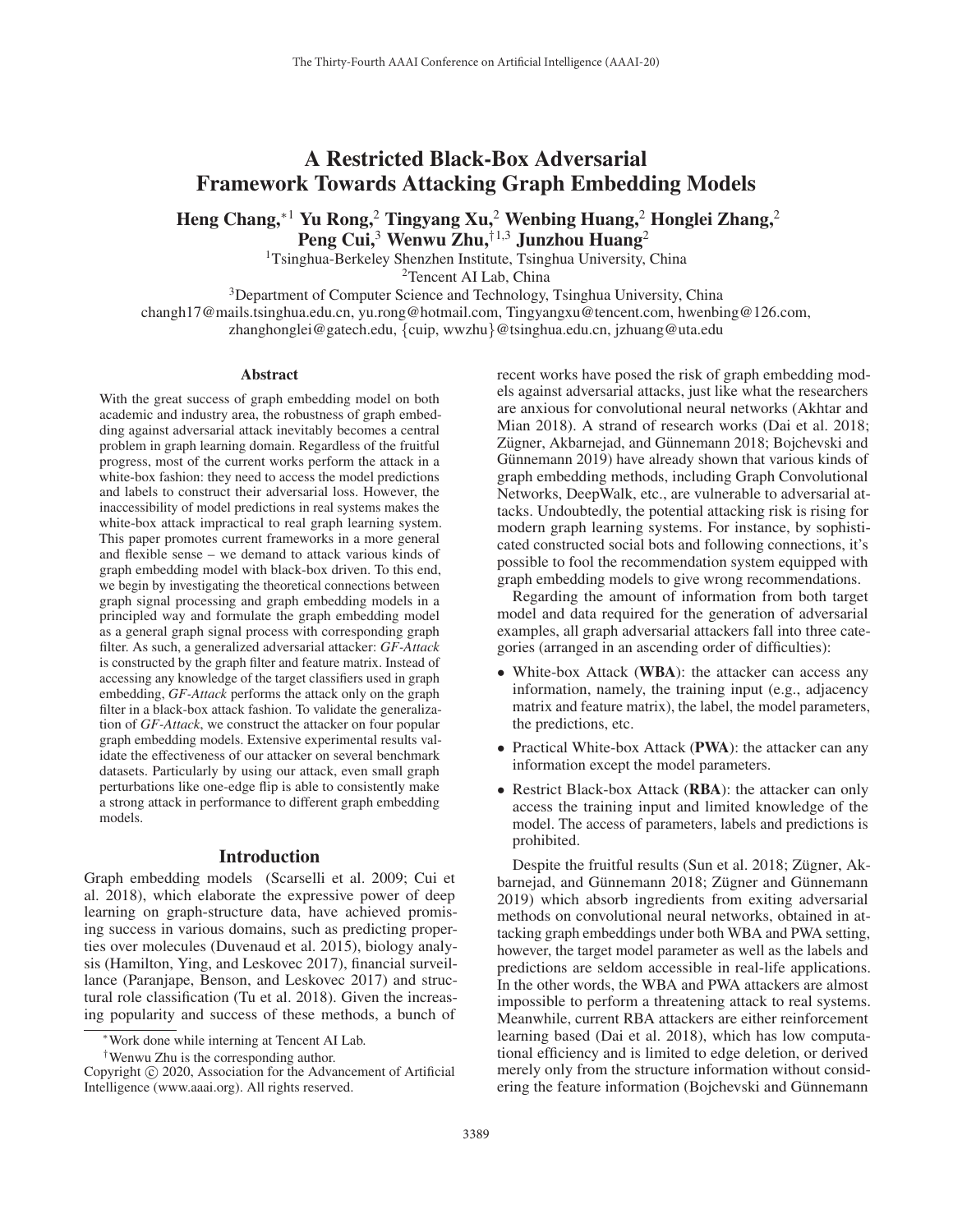# A Restricted Black-Box Adversarial Framework Towards Attacking Graph Embedding Models

**Heng Chang,**[*1] **Yu Rong,**[2] **Tingyang Xu,**[2] **Wenbing Huang,**[2] **Honglei Zhang,**[2] **Peng Cui,**[3] **Wenwu Zhu,**[†1,3] **Junzhou Huang**[2]

[1]Tsinghua-Berkeley Shenzhen Institute, Tsinghua University, China
[2]Tencent AI Lab, China
[3]Department of Computer Science and Technology, Tsinghua University, China
changh17@mails.tsinghua.edu.cn, yu.rong@hotmail.com, Tingyangxu@tencent.com, hwenbing@126.com, zhanghonglei@gatech.edu, {cuip, wwzhu}@tsinghua.edu.cn, jzhuang@uta.edu

## Abstract

With the great success of graph embedding model on both academic and industry area, the robustness of graph embedding against adversarial attack inevitably becomes a central problem in graph learning domain. Regardless of the fruitful progress, most of the current works perform the attack in a white-box fashion: they need to access the model predictions and labels to construct their adversarial loss. However, the inaccessibility of model predictions in real systems makes the white-box attack impractical to real graph learning system. This paper promotes current frameworks in a more general and flexible sense – we demand to attack various kinds of graph embedding model with black-box driven. To this end, we begin by investigating the theoretical connections between graph signal processing and graph embedding models in a principled way and formulate the graph embedding model as a general graph signal process with corresponding graph filter. As such, a generalized adversarial attacker: *GF-Attack* is constructed by the graph filter and feature matrix. Instead of accessing any knowledge of the target classifiers used in graph embedding, *GF-Attack* performs the attack only on the graph filter in a black-box attack fashion. To validate the generalization of *GF-Attack*, we construct the attacker on four popular graph embedding models. Extensive experimental results validate the effectiveness of our attacker on several benchmark datasets. Particularly by using our attack, even small graph perturbations like one-edge flip is able to consistently make a strong attack in performance to different graph embedding models.

## Introduction

Graph embedding models (Scarselli et al. 2009; Cui et al. 2018), which elaborate the expressive power of deep learning on graph-structure data, have achieved promising success in various domains, such as predicting properties over molecules (Duvenaud et al. 2015), biology analysis (Hamilton, Ying, and Leskovec 2017), financial surveillance (Paranjape, Benson, and Leskovec 2017) and structural role classification (Tu et al. 2018). Given the increasing popularity and success of these methods, a bunch of recent works have posed the risk of graph embedding models against adversarial attacks, just like what the researchers are anxious for convolutional neural networks (Akhtar and Mian 2018). A strand of research works (Dai et al. 2018; Zügner, Akbarnejad, and Günnemann 2018; Bojchevski and Günnemann 2019) have already shown that various kinds of graph embedding methods, including Graph Convolutional Networks, DeepWalk, etc., are vulnerable to adversarial attacks. Undoubtedly, the potential attacking risk is rising for modern graph learning systems. For instance, by sophisticated constructed social bots and following connections, it's possible to fool the recommendation system equipped with graph embedding models to give wrong recommendations.

Regarding the amount of information from both target model and data required for the generation of adversarial examples, all graph adversarial attackers fall into three categories (arranged in an ascending order of difficulties):

- White-box Attack (**WBA**): the attacker can access any information, namely, the training input (e.g., adjacency matrix and feature matrix), the label, the model parameters, the predictions, etc.
- Practical White-box Attack (**PWA**): the attacker can any information except the model parameters.
- Restrict Black-box Attack (**RBA**): the attacker can only access the training input and limited knowledge of the model. The access of parameters, labels and predictions is prohibited.

Despite the fruitful results (Sun et al. 2018; Zügner, Akbarnejad, and Günnemann 2018; Zügner and Günnemann 2019) which absorb ingredients from exiting adversarial methods on convolutional neural networks, obtained in attacking graph embeddings under both WBA and PWA setting, however, the target model parameter as well as the labels and predictions are seldom accessible in real-life applications. In the other words, the WBA and PWA attackers are almost impossible to perform a threatening attack to real systems. Meanwhile, current RBA attackers are either reinforcement learning based (Dai et al. 2018), which has low computational efficiency and is limited to edge deletion, or derived merely only from the structure information without considering the feature information (Bojchevski and Günnemann

[*]Work done while interning at Tencent AI Lab.
[†]Wenwu Zhu is the corresponding author.
Copyright © 2020, Association for the Advancement of Artificial Intelligence (www.aaai.org). All rights reserved.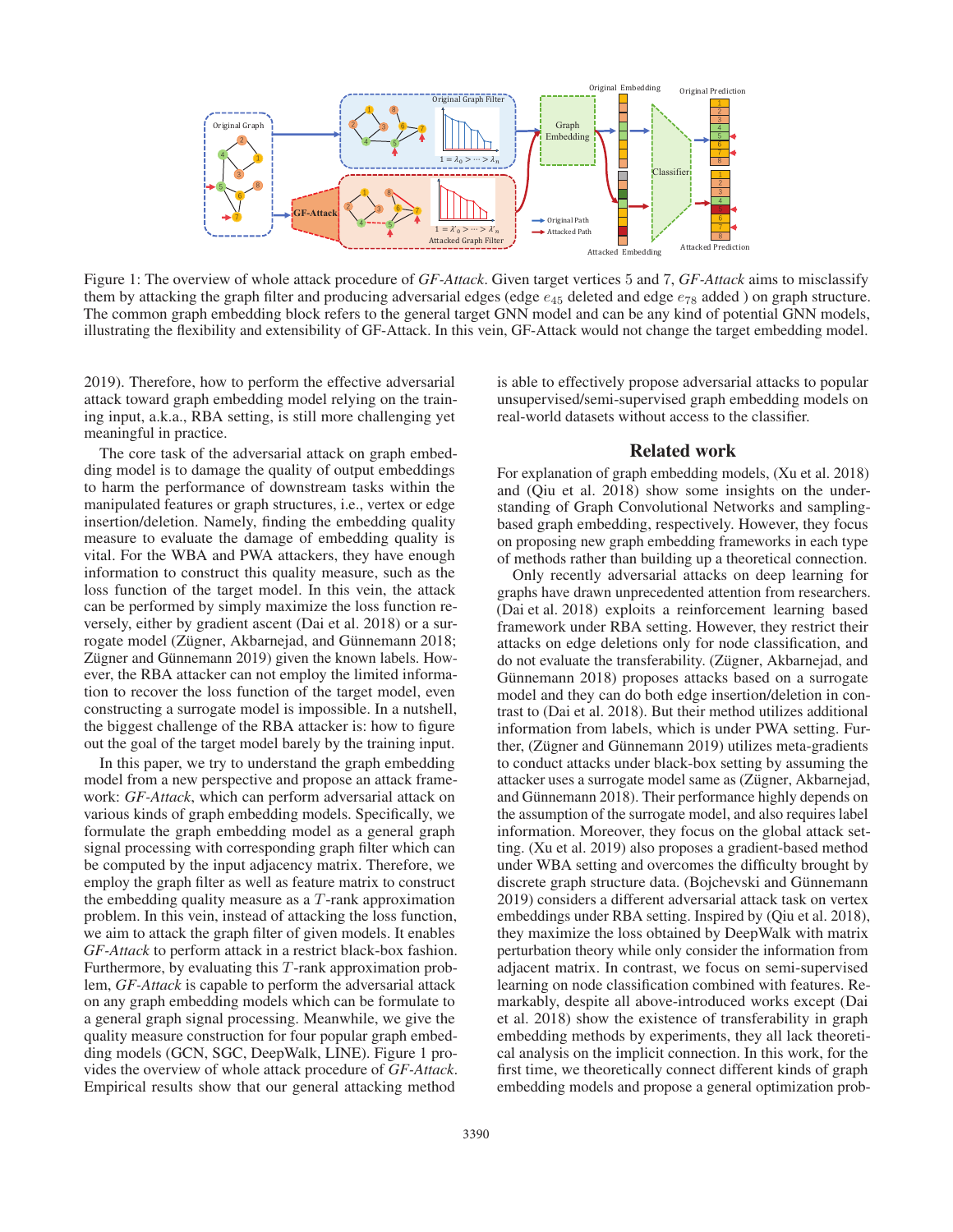Original Graph

Original Graph Filter

$1 = \lambda_0 > \cdots > \lambda_n$

GF-Attack

$1 = \lambda'_0 > \cdots > \lambda'_n$

Attacked Graph Filter

Graph Embedding

Original Embedding

Attacked Embedding

Classifier

Original Prediction

Attacked Prediction

Original Path

Attacked Path

Figure 1: The overview of whole attack procedure of *GF-Attack*. Given target vertices 5 and 7, *GF-Attack* aims to misclassify them by attacking the graph filter and producing adversarial edges (edge $e_{45}$ deleted and edge $e_{78}$ added ) on graph structure. The common graph embedding block refers to the general target GNN model and can be any kind of potential GNN models, illustrating the flexibility and extensibility of GF-Attack. In this vein, GF-Attack would not change the target embedding model.

2019). Therefore, how to perform the effective adversarial attack toward graph embedding model relying on the training input, a.k.a., RBA setting, is still more challenging yet meaningful in practice.

The core task of the adversarial attack on graph embedding model is to damage the quality of output embeddings to harm the performance of downstream tasks within the manipulated features or graph structures, i.e., vertex or edge insertion/deletion. Namely, finding the embedding quality measure to evaluate the damage of embedding quality is vital. For the WBA and PWA attackers, they have enough information to construct this quality measure, such as the loss function of the target model. In this vein, the attack can be performed by simply maximize the loss function reversely, either by gradient ascent (Dai et al. 2018) or a surrogate model (Zügner, Akbarnejad, and Günnemann 2018; Zügner and Günnemann 2019) given the known labels. However, the RBA attacker can not employ the limited information to recover the loss function of the target model, even constructing a surrogate model is impossible. In a nutshell, the biggest challenge of the RBA attacker is: how to figure out the goal of the target model barely by the training input.

In this paper, we try to understand the graph embedding model from a new perspective and propose an attack framework: *GF-Attack*, which can perform adversarial attack on various kinds of graph embedding models. Specifically, we formulate the graph embedding model as a general graph signal processing with corresponding graph filter which can be computed by the input adjacency matrix. Therefore, we employ the graph filter as well as feature matrix to construct the embedding quality measure as a $T$-rank approximation problem. In this vein, instead of attacking the loss function, we aim to attack the graph filter of given models. It enables *GF-Attack* to perform attack in a restrict black-box fashion. Furthermore, by evaluating this $T$-rank approximation problem, *GF-Attack* is capable to perform the adversarial attack on any graph embedding models which can be formulate to a general graph signal processing. Meanwhile, we give the quality measure construction for four popular graph embedding models (GCN, SGC, DeepWalk, LINE). Figure 1 provides the overview of whole attack procedure of *GF-Attack*. Empirical results show that our general attacking method is able to effectively propose adversarial attacks to popular unsupervised/semi-supervised graph embedding models on real-world datasets without access to the classifier.

## Related work

For explanation of graph embedding models, (Xu et al. 2018) and (Qiu et al. 2018) show some insights on the understanding of Graph Convolutional Networks and sampling-based graph embedding, respectively. However, they focus on proposing new graph embedding frameworks in each type of methods rather than building up a theoretical connection.

Only recently adversarial attacks on deep learning for graphs have drawn unprecedented attention from researchers. (Dai et al. 2018) exploits a reinforcement learning based framework under RBA setting. However, they restrict their attacks on edge deletions only for node classification, and do not evaluate the transferability. (Zügner, Akbarnejad, and Günnemann 2018) proposes attacks based on a surrogate model and they can do both edge insertion/deletion in contrast to (Dai et al. 2018). But their method utilizes additional information from labels, which is under PWA setting. Further, (Zügner and Günnemann 2019) utilizes meta-gradients to conduct attacks under black-box setting by assuming the attacker uses a surrogate model same as (Zügner, Akbarnejad, and Günnemann 2018). Their performance highly depends on the assumption of the surrogate model, and also requires label information. Moreover, they focus on the global attack setting. (Xu et al. 2019) also proposes a gradient-based method under WBA setting and overcomes the difficulty brought by discrete graph structure data. (Bojchevski and Günnemann 2019) considers a different adversarial attack task on vertex embeddings under RBA setting. Inspired by (Qiu et al. 2018), they maximize the loss obtained by DeepWalk with matrix perturbation theory while only consider the information from adjacent matrix. In contrast, we focus on semi-supervised learning on node classification combined with features. Remarkably, despite all above-introduced works except (Dai et al. 2018) show the existence of transferability in graph embedding methods by experiments, they all lack theoretical analysis on the implicit connection. In this work, for the first time, we theoretically connect different kinds of graph embedding models and propose a general optimization prob-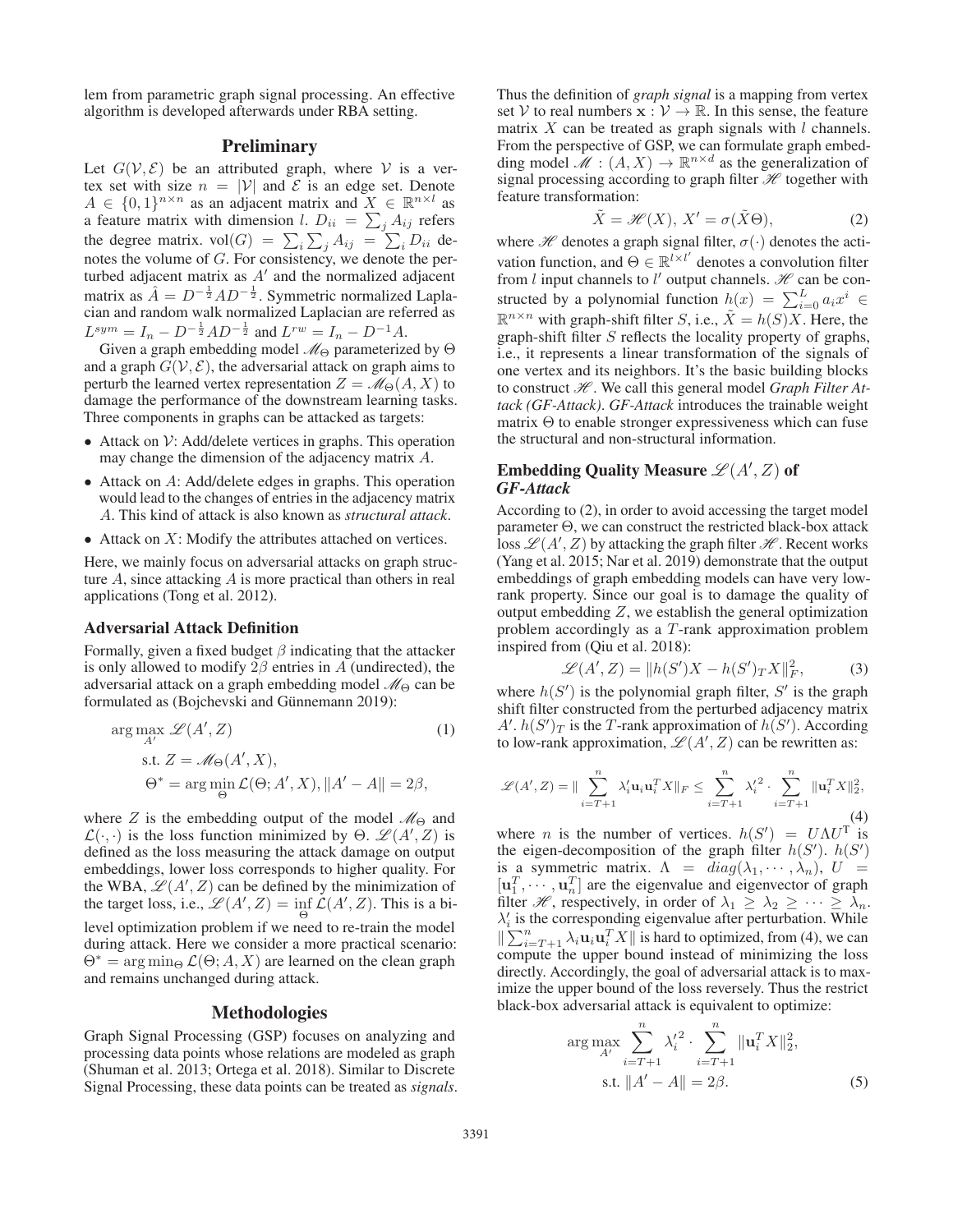lem from parametric graph signal processing. An effective algorithm is developed afterwards under RBA setting.

## Preliminary

Let $G(\mathcal{V}, \mathcal{E})$ be an attributed graph, where $\mathcal{V}$ is a vertex set with size $n = |\mathcal{V}|$ and $\mathcal{E}$ is an edge set. Denote $A \in \{0, 1\}^{n \times n}$ as an adjacent matrix and $X \in \mathbb{R}^{n \times l}$ as a feature matrix with dimension $l$. $D_{ii} = \sum_j A_{ij}$ refers the degree matrix. $\text{vol}(G) = \sum_i \sum_j A_{ij} = \sum_i D_{ii}$ denotes the volume of $G$. For consistency, we denote the perturbed adjacent matrix as $A'$ and the normalized adjacent matrix as $\hat{A} = D^{-\frac{1}{2}} A D^{-\frac{1}{2}}$. Symmetric normalized Laplacian and random walk normalized Laplacian are referred as $L^{sym} = I_n - D^{-\frac{1}{2}} A D^{-\frac{1}{2}}$ and $L^{rw} = I_n - D^{-1} A$.

Given a graph embedding model $\mathscr{M}_\Theta$ parameterized by $\Theta$ and a graph $G(\mathcal{V}, \mathcal{E})$, the adversarial attack on graph aims to perturb the learned vertex representation $Z = \mathscr{M}_\Theta(A, X)$ to damage the performance of the downstream learning tasks. Three components in graphs can be attacked as targets:

- Attack on $\mathcal{V}$: Add/delete vertices in graphs. This operation may change the dimension of the adjacency matrix $A$.
- Attack on $A$: Add/delete edges in graphs. This operation would lead to the changes of entries in the adjacency matrix $A$. This kind of attack is also known as *structural attack*.
- Attack on $X$: Modify the attributes attached on vertices.

Here, we mainly focus on adversarial attacks on graph structure $A$, since attacking $A$ is more practical than others in real applications (Tong et al. 2012).

### Adversarial Attack Definition

Formally, given a fixed budget $\beta$ indicating that the attacker is only allowed to modify $2\beta$ entries in $A$ (undirected), the adversarial attack on a graph embedding model $\mathscr{M}_\Theta$ can be formulated as (Bojchevski and Günnemann 2019):

$$
\begin{aligned}
&\arg\max_{A'} \mathscr{L}(A', Z) \\
&\text{s.t. } Z = \mathscr{M}_\Theta(A', X), \\
&\Theta^* = \arg\min_\Theta \mathcal{L}(\Theta; A', X), \|A' - A\| = 2\beta,
\end{aligned} \tag{1}
$$

where $Z$ is the embedding output of the model $\mathscr{M}_\Theta$ and $\mathcal{L}(\cdot, \cdot)$ is the loss function minimized by $\Theta$. $\mathscr{L}(A', Z)$ is defined as the loss measuring the attack damage on output embeddings, lower loss corresponds to higher quality. For the WBA, $\mathscr{L}(A', Z)$ can be defined by the minimization of the target loss, i.e., $\mathscr{L}(A', Z) = \inf_\Theta \mathcal{L}(A', Z)$. This is a bi-level optimization problem if we need to re-train the model during attack. Here we consider a more practical scenario: $\Theta^* = \arg\min_\Theta \mathcal{L}(\Theta; A, X)$ are learned on the clean graph and remains unchanged during attack.

## Methodologies

Graph Signal Processing (GSP) focuses on analyzing and processing data points whose relations are modeled as graph (Shuman et al. 2013; Ortega et al. 2018). Similar to Discrete Signal Processing, these data points can be treated as *signals*. Thus the definition of *graph signal* is a mapping from vertex set $\mathcal{V}$ to real numbers $\mathbf{x} : \mathcal{V} \to \mathbb{R}$. In this sense, the feature matrix $X$ can be treated as graph signals with $l$ channels. From the perspective of GSP, we can formulate graph embedding model $\mathscr{M} : (A, X) \to \mathbb{R}^{n \times d}$ as the generalization of signal processing according to graph filter $\mathscr{H}$ together with feature transformation:

$$
\tilde{X} = \mathscr{H}(X), \; X' = \sigma(\tilde{X}\Theta), \tag{2}
$$

where $\mathscr{H}$ denotes a graph signal filter, $\sigma(\cdot)$ denotes the activation function, and $\Theta \in \mathbb{R}^{l \times l'}$ denotes a convolution filter from $l$ input channels to $l'$ output channels. $\mathscr{H}$ can be constructed by a polynomial function $h(x) = \sum_{i=0}^{L} a_i x^i \in \mathbb{R}^{n \times n}$ with graph-shift filter $S$, i.e., $\tilde{X} = h(S)X$. Here, the graph-shift filter $S$ reflects the locality property of graphs, i.e., it represents a linear transformation of the signals of one vertex and its neighbors. It's the basic building blocks to construct $\mathscr{H}$. We call this general model *Graph Filter Attack (GF-Attack)*. *GF-Attack* introduces the trainable weight matrix $\Theta$ to enable stronger expressiveness which can fuse the structural and non-structural information.

### Embedding Quality Measure $\mathscr{L}(A', Z)$ of *GF-Attack*

According to (2), in order to avoid accessing the target model parameter $\Theta$, we can construct the restricted black-box attack loss $\mathscr{L}(A', Z)$ by attacking the graph filter $\mathscr{H}$. Recent works (Yang et al. 2015; Nar et al. 2019) demonstrate that the output embeddings of graph embedding models can have very low-rank property. Since our goal is to damage the quality of output embedding $Z$, we establish the general optimization problem accordingly as a $T$-rank approximation problem inspired from (Qiu et al. 2018):

$$
\mathscr{L}(A', Z) = \|h(S')X - h(S')_T X\|_F^2, \tag{3}
$$

where $h(S')$ is the polynomial graph filter, $S'$ is the graph shift filter constructed from the perturbed adjacency matrix $A'$. $h(S')_T$ is the $T$-rank approximation of $h(S')$. According to low-rank approximation, $\mathscr{L}(A', Z)$ can be rewritten as:

$$
\mathscr{L}(A', Z) = \| \sum_{i=T+1}^{n} \lambda'_i \mathbf{u}_i \mathbf{u}_i^T X \|_F \leq \sum_{i=T+1}^{n} {\lambda'_i}^2 \cdot \sum_{i=T+1}^{n} \|\mathbf{u}_i^T X\|_2^2, \tag{4}
$$

where $n$ is the number of vertices. $h(S') = U \Lambda U^{\mathrm{T}}$ is the eigen-decomposition of the graph filter $h(S')$. $h(S')$ is a symmetric matrix. $\Lambda = diag(\lambda_1, \cdots, \lambda_n)$, $U = [\mathbf{u}_1^T, \cdots, \mathbf{u}_n^T]$ are the eigenvalue and eigenvector of graph filter $\mathscr{H}$, respectively, in order of $\lambda_1 \geq \lambda_2 \geq \cdots \geq \lambda_n$. $\lambda'_i$ is the corresponding eigenvalue after perturbation. While $\|\sum_{i=T+1}^{n} \lambda_i \mathbf{u}_i \mathbf{u}_i^T X\|$ is hard to optimized, from (4), we can compute the upper bound instead of minimizing the loss directly. Accordingly, the goal of adversarial attack is to maximize the upper bound of the loss reversely. Thus the restrict black-box adversarial attack is equivalent to optimize:

$$
\begin{aligned}
&\arg\max_{A'} \sum_{i=T+1}^{n} {\lambda'_i}^2 \cdot \sum_{i=T+1}^{n} \|\mathbf{u}_i^T X\|_2^2, \\
&\text{s.t. } \|A' - A\| = 2\beta.
\end{aligned} \tag{5}
$$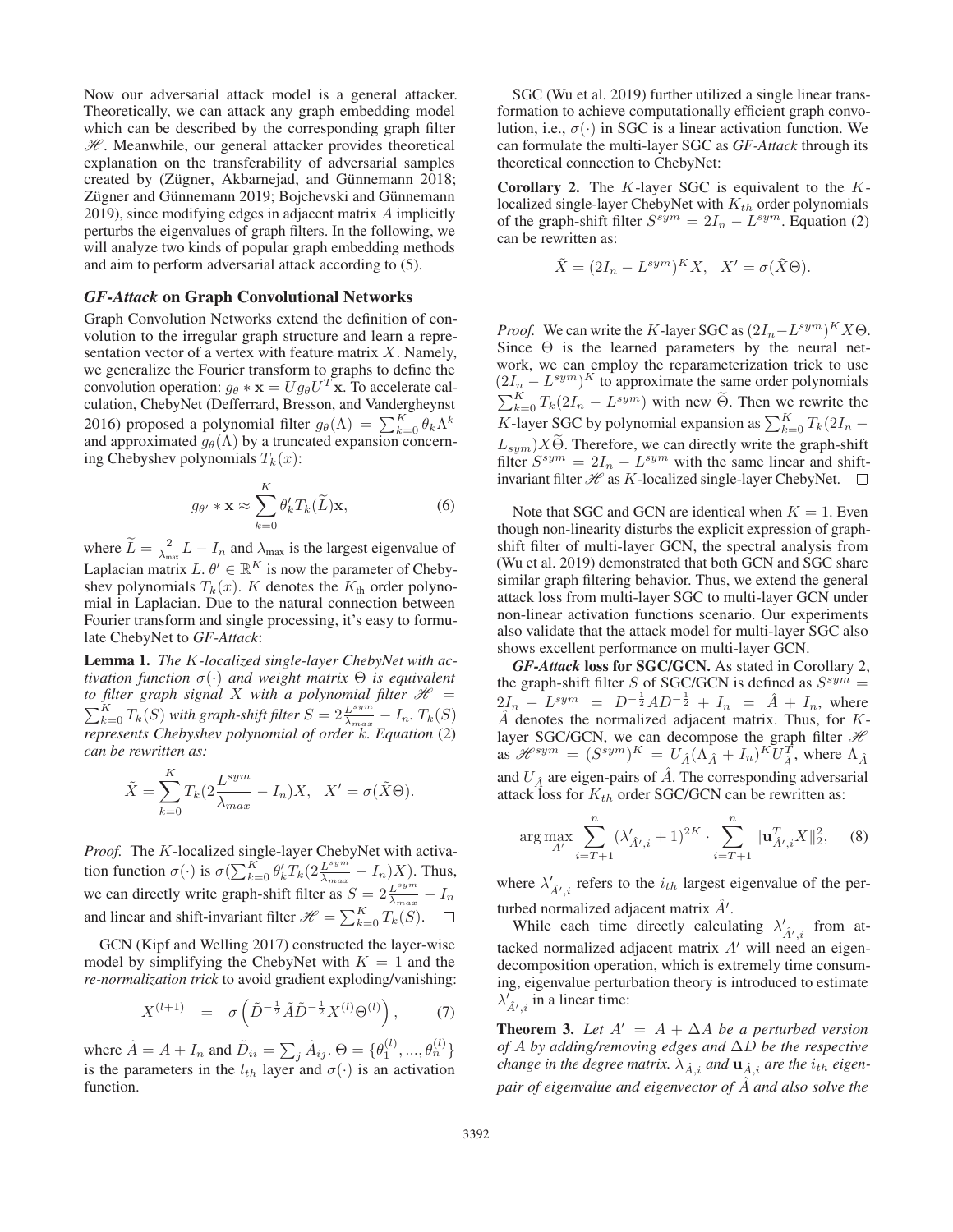Now our adversarial attack model is a general attacker. Theoretically, we can attack any graph embedding model which can be described by the corresponding graph filter $\mathscr{H}$. Meanwhile, our general attacker provides theoretical explanation on the transferability of adversarial samples created by (Zügner, Akbarnejad, and Günnemann 2018; Zügner and Günnemann 2019; Bojchevski and Günnemann 2019), since modifying edges in adjacent matrix $A$ implicitly perturbs the eigenvalues of graph filters. In the following, we will analyze two kinds of popular graph embedding methods and aim to perform adversarial attack according to (5).

## *GF-Attack* on Graph Convolutional Networks

Graph Convolution Networks extend the definition of convolution to the irregular graph structure and learn a representation vector of a vertex with feature matrix $X$. Namely, we generalize the Fourier transform to graphs to define the convolution operation: $g_\theta * \mathbf{x} = U g_\theta U^T \mathbf{x}$. To accelerate calculation, ChebyNet (Defferrard, Bresson, and Vandergheynst 2016) proposed a polynomial filter $g_\theta(\Lambda) = \sum_{k=0}^{K} \theta_k \Lambda^k$ and approximated $g_\theta(\Lambda)$ by a truncated expansion concerning Chebyshev polynomials $T_k(x)$:

$$g_{\theta'} * \mathbf{x} \approx \sum_{k=0}^{K} \theta'_k T_k(\widetilde{L})\mathbf{x}, \tag{6}$$

where $\widetilde{L} = \frac{2}{\lambda_{\max}} L - I_n$ and $\lambda_{\max}$ is the largest eigenvalue of Laplacian matrix $L$. $\theta' \in \mathbb{R}^K$ is now the parameter of Chebyshev polynomials $T_k(x)$. $K$ denotes the $K_{\text{th}}$ order polynomial in Laplacian. Due to the natural connection between Fourier transform and single processing, it's easy to formulate ChebyNet to *GF-Attack*:

**Lemma 1.** *The $K$-localized single-layer ChebyNet with activation function $\sigma(\cdot)$ and weight matrix $\Theta$ is equivalent to filter graph signal $X$ with a polynomial filter $\mathscr{H} = \sum_{k=0}^{K} T_k(S)$ with graph-shift filter $S = 2\frac{L^{sym}}{\lambda_{max}} - I_n$. $T_k(S)$ represents Chebyshev polynomial of order $k$. Equation* (2) *can be rewritten as:*

$$\tilde{X} = \sum_{k=0}^{K} T_k(2\frac{L^{sym}}{\lambda_{max}} - I_n)X, \quad X' = \sigma(\tilde{X}\Theta).$$

*Proof.* The $K$-localized single-layer ChebyNet with activation function $\sigma(\cdot)$ is $\sigma(\sum_{k=0}^{K} \theta'_k T_k(2\frac{L^{sym}}{\lambda_{max}} - I_n)X)$. Thus, we can directly write graph-shift filter as $S = 2\frac{L^{sym}}{\lambda_{max}} - I_n$ and linear and shift-invariant filter $\mathscr{H} = \sum_{k=0}^{K} T_k(S)$. □

GCN (Kipf and Welling 2017) constructed the layer-wise model by simplifying the ChebyNet with $K = 1$ and the *re-normalization trick* to avoid gradient exploding/vanishing:

$$X^{(l+1)} \;\; = \;\; \sigma\left(\tilde{D}^{-\frac{1}{2}}\tilde{A}\tilde{D}^{-\frac{1}{2}}X^{(l)}\Theta^{(l)}\right), \tag{7}$$

where $\tilde{A} = A + I_n$ and $\tilde{D}_{ii} = \sum_j \tilde{A}_{ij}$. $\Theta = \{\theta_1^{(l)}, ..., \theta_n^{(l)}\}$ is the parameters in the $l_{th}$ layer and $\sigma(\cdot)$ is an activation function.

SGC (Wu et al. 2019) further utilized a single linear transformation to achieve computationally efficient graph convolution, i.e., $\sigma(\cdot)$ in SGC is a linear activation function. We can formulate the multi-layer SGC as *GF-Attack* through its theoretical connection to ChebyNet:

**Corollary 2.** The $K$-layer SGC is equivalent to the $K$-localized single-layer ChebyNet with $K_{th}$ order polynomials of the graph-shift filter $S^{sym} = 2I_n - L^{sym}$. Equation (2) can be rewritten as:

$$\tilde{X} = (2I_n - L^{sym})^K X, \quad X' = \sigma(\tilde{X}\Theta).$$

*Proof.* We can write the $K$-layer SGC as $(2I_n - L^{sym})^K X\Theta$. Since $\Theta$ is the learned parameters by the neural network, we can employ the reparameterization trick to use $(2I_n - L^{sym})^K$ to approximate the same order polynomials $\sum_{k=0}^{K} T_k(2I_n - L^{sym})$ with new $\widetilde{\Theta}$. Then we rewrite the $K$-layer SGC by polynomial expansion as $\sum_{k=0}^{K} T_k(2I_n - L_{sym})X\widetilde{\Theta}$. Therefore, we can directly write the graph-shift filter $S^{sym} = 2I_n - L^{sym}$ with the same linear and shift-invariant filter $\mathscr{H}$ as $K$-localized single-layer ChebyNet. □

Note that SGC and GCN are identical when $K = 1$. Even though non-linearity disturbs the explicit expression of graph-shift filter of multi-layer GCN, the spectral analysis from (Wu et al. 2019) demonstrated that both GCN and SGC share similar graph filtering behavior. Thus, we extend the general attack loss from multi-layer SGC to multi-layer GCN under non-linear activation functions scenario. Our experiments also validate that the attack model for multi-layer SGC also shows excellent performance on multi-layer GCN.

***GF-Attack* loss for SGC/GCN.** As stated in Corollary 2, the graph-shift filter $S$ of SGC/GCN is defined as $S^{sym} = 2I_n - L^{sym} = D^{-\frac{1}{2}}AD^{-\frac{1}{2}} + I_n = \hat{A} + I_n$, where $\hat{A}$ denotes the normalized adjacent matrix. Thus, for $K$-layer SGC/GCN, we can decompose the graph filter $\mathscr{H}$ as $\mathscr{H}^{sym} = (S^{sym})^K = U_{\hat{A}}(\Lambda_{\hat{A}} + I_n)^K U_{\hat{A}}^T$, where $\Lambda_{\hat{A}}$ and $U_{\hat{A}}$ are eigen-pairs of $\hat{A}$. The corresponding adversarial attack loss for $K_{th}$ order SGC/GCN can be rewritten as:

$$\arg\max_{A'} \sum_{i=T+1}^{n} (\lambda'_{\hat{A}',i} + 1)^{2K} \cdot \sum_{i=T+1}^{n} \|\mathbf{u}_{\hat{A}',i}^T X\|_2^2, \tag{8}$$

where $\lambda'_{\hat{A}',i}$ refers to the $i_{th}$ largest eigenvalue of the perturbed normalized adjacent matrix $\hat{A}'$.

While each time directly calculating $\lambda'_{\hat{A}',i}$ from attacked normalized adjacent matrix $A'$ will need an eigen-decomposition operation, which is extremely time consuming, eigenvalue perturbation theory is introduced to estimate $\lambda'_{\hat{A}',i}$ in a linear time:

**Theorem 3.** *Let $A' = A + \Delta A$ be a perturbed version of $A$ by adding/removing edges and $\Delta D$ be the respective change in the degree matrix. $\lambda_{\hat{A},i}$ and $\mathbf{u}_{\hat{A},i}$ are the $i_{th}$ eigen-pair of eigenvalue and eigenvector of $\hat{A}$ and also solve the*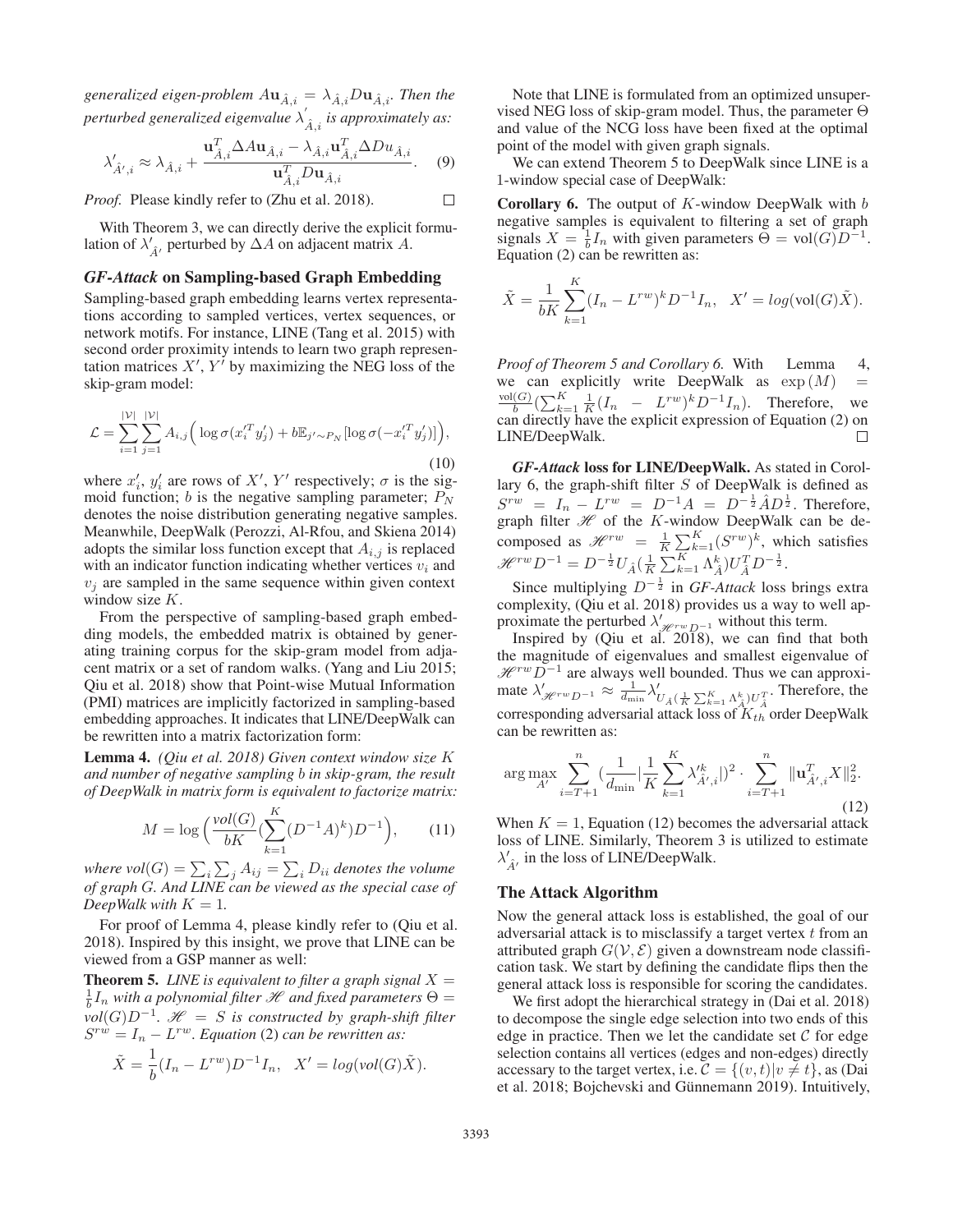*generalized eigen-problem $A\mathbf{u}_{\hat{A},i} = \lambda_{\hat{A},i} D\mathbf{u}_{\hat{A},i}$. Then the perturbed generalized eigenvalue $\lambda'_{\hat{A},i}$ is approximately as:*

$$\lambda'_{\hat{A}',i} \approx \lambda_{\hat{A},i} + \frac{\mathbf{u}_{\hat{A},i}^T \Delta A \mathbf{u}_{\hat{A},i} - \lambda_{\hat{A},i} \mathbf{u}_{\hat{A},i}^T \Delta D u_{\hat{A},i}}{\mathbf{u}_{\hat{A},i}^T D \mathbf{u}_{\hat{A},i}}. \quad (9)$$

*Proof.* Please kindly refer to (Zhu et al. 2018). □

With Theorem 3, we can directly derive the explicit formulation of $\lambda'_{\hat{A}'}$ perturbed by $\Delta A$ on adjacent matrix $A$.

## *GF-Attack* on Sampling-based Graph Embedding

Sampling-based graph embedding learns vertex representations according to sampled vertices, vertex sequences, or network motifs. For instance, LINE (Tang et al. 2015) with second order proximity intends to learn two graph representation matrices $X'$, $Y'$ by maximizing the NEG loss of the skip-gram model:

$$\mathcal{L} = \sum_{i=1}^{|\mathcal{V}|} \sum_{j=1}^{|\mathcal{V}|} A_{i,j} \Big( \log \sigma(x_i'^T y_j') + b \mathbb{E}_{j' \sim P_N} [\log \sigma(-x_i'^T y_{j'}')] \Big), \quad (10)$$

where $x_i'$, $y_i'$ are rows of $X'$, $Y'$ respectively; $\sigma$ is the sigmoid function; $b$ is the negative sampling parameter; $P_N$ denotes the noise distribution generating negative samples. Meanwhile, DeepWalk (Perozzi, Al-Rfou, and Skiena 2014) adopts the similar loss function except that $A_{i,j}$ is replaced with an indicator function indicating whether vertices $v_i$ and $v_j$ are sampled in the same sequence within given context window size $K$.

From the perspective of sampling-based graph embedding models, the embedded matrix is obtained by generating training corpus for the skip-gram model from adjacent matrix or a set of random walks. (Yang and Liu 2015; Qiu et al. 2018) show that Point-wise Mutual Information (PMI) matrices are implicitly factorized in sampling-based embedding approaches. It indicates that LINE/DeepWalk can be rewritten into a matrix factorization form:

**Lemma 4.** *(Qiu et al. 2018) Given context window size $K$ and number of negative sampling $b$ in skip-gram, the result of DeepWalk in matrix form is equivalent to factorize matrix:*

$$M = \log \Big( \frac{vol(G)}{bK} (\sum_{k=1}^{K} (D^{-1}A)^k) D^{-1} \Big), \quad (11)$$

*where $vol(G) = \sum_i \sum_j A_{ij} = \sum_i D_{ii}$ denotes the volume of graph $G$. And LINE can be viewed as the special case of DeepWalk with $K = 1$.*

For proof of Lemma 4, please kindly refer to (Qiu et al. 2018). Inspired by this insight, we prove that LINE can be viewed from a GSP manner as well:

**Theorem 5.** *LINE is equivalent to filter a graph signal $X = \frac{1}{b} I_n$ with a polynomial filter $\mathscr{H}$ and fixed parameters $\Theta = vol(G)D^{-1}$. $\mathscr{H} = S$ is constructed by graph-shift filter $S^{rw} = I_n - L^{rw}$. Equation (2) can be rewritten as:*

$$\tilde{X} = \frac{1}{b}(I_n - L^{rw}) D^{-1} I_n, \quad X' = log(vol(G)\tilde{X}).$$

Note that LINE is formulated from an optimized unsupervised NEG loss of skip-gram model. Thus, the parameter $\Theta$ and value of the NCG loss have been fixed at the optimal point of the model with given graph signals.

We can extend Theorem 5 to DeepWalk since LINE is a 1-window special case of DeepWalk:

**Corollary 6.** The output of $K$-window DeepWalk with $b$ negative samples is equivalent to filtering a set of graph signals $X = \frac{1}{b} I_n$ with given parameters $\Theta = \text{vol}(G)D^{-1}$. Equation (2) can be rewritten as:

$$\tilde{X} = \frac{1}{bK} \sum_{k=1}^{K} (I_n - L^{rw})^k D^{-1} I_n, \quad X' = log(\text{vol}(G)\tilde{X}).$$

*Proof of Theorem 5 and Corollary 6.* With Lemma 4, we can explicitly write DeepWalk as $\exp(M) = \frac{\text{vol}(G)}{b} (\sum_{k=1}^{K} \frac{1}{K} (I_n - L^{rw})^k D^{-1} I_n)$. Therefore, we can directly have the explicit expression of Equation (2) on LINE/DeepWalk. □

***GF-Attack* loss for LINE/DeepWalk.** As stated in Corollary 6, the graph-shift filter $S$ of DeepWalk is defined as $S^{rw} = I_n - L^{rw} = D^{-1}A = D^{-\frac{1}{2}} \hat{A} D^{\frac{1}{2}}$. Therefore, graph filter $\mathscr{H}$ of the $K$-window DeepWalk can be decomposed as $\mathscr{H}^{rw} = \frac{1}{K} \sum_{k=1}^{K} (S^{rw})^k$, which satisfies $\mathscr{H}^{rw} D^{-1} = D^{-\frac{1}{2}} U_{\hat{A}} (\frac{1}{K} \sum_{k=1}^{K} \Lambda_{\hat{A}}^k) U_{\hat{A}}^T D^{-\frac{1}{2}}$.

Since multiplying $D^{-\frac{1}{2}}$ in *GF-Attack* loss brings extra complexity, (Qiu et al. 2018) provides us a way to well approximate the perturbed $\lambda'_{\mathscr{H}^{rw} D^{-1}}$ without this term.

Inspired by (Qiu et al. 2018), we can find that both the magnitude of eigenvalues and smallest eigenvalue of $\mathscr{H}^{rw} D^{-1}$ are always well bounded. Thus we can approximate $\lambda'_{\mathscr{H}^{rw} D^{-1}} \approx \frac{1}{d_{\min}} \lambda'_{U_{\hat{A}} (\frac{1}{K} \sum_{k=1}^{K} \Lambda_{\hat{A}}^k) U_{\hat{A}}^T}$. Therefore, the corresponding adversarial attack loss of $K_{th}$ order DeepWalk can be rewritten as:

$$\arg\max_{A'} \sum_{i=T+1}^{n} (\frac{1}{d_{\min}} |\frac{1}{K} \sum_{k=1}^{K} \lambda'^k_{\hat{A}',i}|)^2 \cdot \sum_{i=T+1}^{n} \|\mathbf{u}_{\hat{A}',i}^T X\|_2^2. \quad (12)$$

When $K = 1$, Equation (12) becomes the adversarial attack loss of LINE. Similarly, Theorem 3 is utilized to estimate $\lambda'_{\hat{A}'}$ in the loss of LINE/DeepWalk.

## The Attack Algorithm

Now the general attack loss is established, the goal of our adversarial attack is to misclassify a target vertex $t$ from an attributed graph $G(\mathcal{V}, \mathcal{E})$ given a downstream node classification task. We start by defining the candidate flips then the general attack loss is responsible for scoring the candidates.

We first adopt the hierarchical strategy in (Dai et al. 2018) to decompose the single edge selection into two ends of this edge in practice. Then we let the candidate set $\mathcal{C}$ for edge selection contains all vertices (edges and non-edges) directly accessary to the target vertex, i.e. $\mathcal{C} = \{(v, t) | v \neq t\}$, as (Dai et al. 2018; Bojchevski and Günnemann 2019). Intuitively,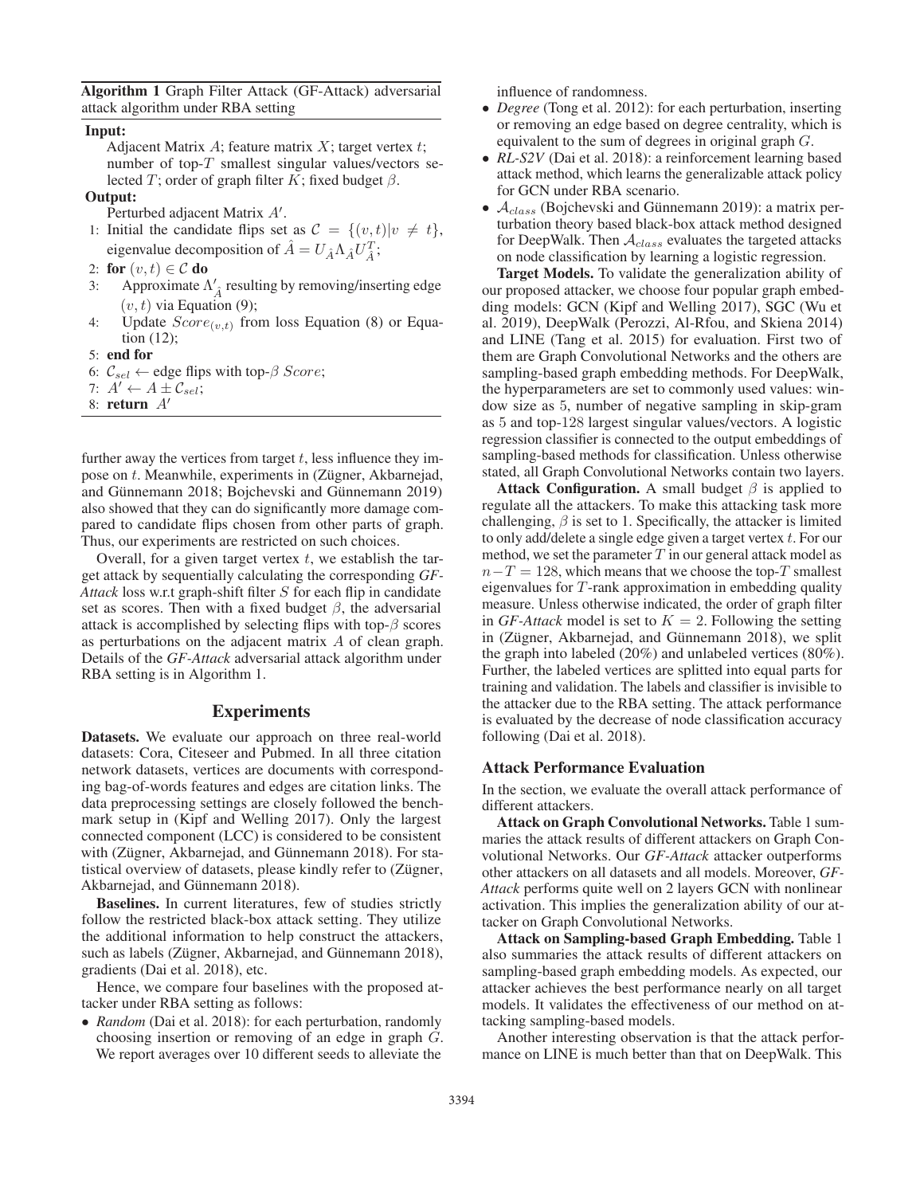**Algorithm 1** Graph Filter Attack (GF-Attack) adversarial attack algorithm under RBA setting

**Input:**
Adjacent Matrix $A$; feature matrix $X$; target vertex $t$; number of top-$T$ smallest singular values/vectors selected $T$; order of graph filter $K$; fixed budget $\beta$.

**Output:**
Perturbed adjacent Matrix $A'$.

1: Initial the candidate flips set as $\mathcal{C} = \{(v, t)|v \neq t\}$, eigenvalue decomposition of $\hat{A} = U_{\hat{A}}\Lambda_{\hat{A}}U_{\hat{A}}^T$;
2: **for** $(v, t) \in \mathcal{C}$ **do**
3: Approximate $\Lambda'_{\hat{A}}$ resulting by removing/inserting edge $(v, t)$ via Equation (9);
4: Update $Score_{(v,t)}$ from loss Equation (8) or Equation (12);
5: **end for**
6: $\mathcal{C}_{sel} \leftarrow$ edge flips with top-$\beta$ $Score$;
7: $A' \leftarrow A \pm \mathcal{C}_{sel}$;
8: **return** $A'$

further away the vertices from target $t$, less influence they impose on $t$. Meanwhile, experiments in (Zügner, Akbarnejad, and Günnemann 2018; Bojchevski and Günnemann 2019) also showed that they can do significantly more damage compared to candidate flips chosen from other parts of graph. Thus, our experiments are restricted on such choices.

Overall, for a given target vertex $t$, we establish the target attack by sequentially calculating the corresponding *GF-Attack* loss w.r.t graph-shift filter $S$ for each flip in candidate set as scores. Then with a fixed budget $\beta$, the adversarial attack is accomplished by selecting flips with top-$\beta$ scores as perturbations on the adjacent matrix $A$ of clean graph. Details of the *GF-Attack* adversarial attack algorithm under RBA setting is in Algorithm 1.

## Experiments

**Datasets.** We evaluate our approach on three real-world datasets: Cora, Citeseer and Pubmed. In all three citation network datasets, vertices are documents with corresponding bag-of-words features and edges are citation links. The data preprocessing settings are closely followed the benchmark setup in (Kipf and Welling 2017). Only the largest connected component (LCC) is considered to be consistent with (Zügner, Akbarnejad, and Günnemann 2018). For statistical overview of datasets, please kindly refer to (Zügner, Akbarnejad, and Günnemann 2018).

**Baselines.** In current literatures, few of studies strictly follow the restricted black-box attack setting. They utilize the additional information to help construct the attackers, such as labels (Zügner, Akbarnejad, and Günnemann 2018), gradients (Dai et al. 2018), etc.

Hence, we compare four baselines with the proposed attacker under RBA setting as follows:

- *Random* (Dai et al. 2018): for each perturbation, randomly choosing insertion or removing of an edge in graph $G$. We report averages over 10 different seeds to alleviate the influence of randomness.
- *Degree* (Tong et al. 2012): for each perturbation, inserting or removing an edge based on degree centrality, which is equivalent to the sum of degrees in original graph $G$.
- *RL-S2V* (Dai et al. 2018): a reinforcement learning based attack method, which learns the generalizable attack policy for GCN under RBA scenario.
- $\mathcal{A}_{class}$ (Bojchevski and Günnemann 2019): a matrix perturbation theory based black-box attack method designed for DeepWalk. Then $\mathcal{A}_{class}$ evaluates the targeted attacks on node classification by learning a logistic regression.

**Target Models.** To validate the generalization ability of our proposed attacker, we choose four popular graph embedding models: GCN (Kipf and Welling 2017), SGC (Wu et al. 2019), DeepWalk (Perozzi, Al-Rfou, and Skiena 2014) and LINE (Tang et al. 2015) for evaluation. First two of them are Graph Convolutional Networks and the others are sampling-based graph embedding methods. For DeepWalk, the hyperparameters are set to commonly used values: window size as 5, number of negative sampling in skip-gram as 5 and top-128 largest singular values/vectors. A logistic regression classifier is connected to the output embeddings of sampling-based methods for classification. Unless otherwise stated, all Graph Convolutional Networks contain two layers.

**Attack Configuration.** A small budget $\beta$ is applied to regulate all the attackers. To make this attacking task more challenging, $\beta$ is set to 1. Specifically, the attacker is limited to only add/delete a single edge given a target vertex $t$. For our method, we set the parameter $T$ in our general attack model as $n - T = 128$, which means that we choose the top-$T$ smallest eigenvalues for $T$-rank approximation in embedding quality measure. Unless otherwise indicated, the order of graph filter in *GF-Attack* model is set to $K = 2$. Following the setting in (Zügner, Akbarnejad, and Günnemann 2018), we split the graph into labeled (20%) and unlabeled vertices (80%). Further, the labeled vertices are splitted into equal parts for training and validation. The labels and classifier is invisible to the attacker due to the RBA setting. The attack performance is evaluated by the decrease of node classification accuracy following (Dai et al. 2018).

### Attack Performance Evaluation

In the section, we evaluate the overall attack performance of different attackers.

**Attack on Graph Convolutional Networks.** Table 1 summaries the attack results of different attackers on Graph Convolutional Networks. Our *GF-Attack* attacker outperforms other attackers on all datasets and all models. Moreover, *GF-Attack* performs quite well on 2 layers GCN with nonlinear activation. This implies the generalization ability of our attacker on Graph Convolutional Networks.

**Attack on Sampling-based Graph Embedding.** Table 1 also summaries the attack results of different attackers on sampling-based graph embedding models. As expected, our attacker achieves the best performance nearly on all target models. It validates the effectiveness of our method on attacking sampling-based models.

Another interesting observation is that the attack performance on LINE is much better than that on DeepWalk. This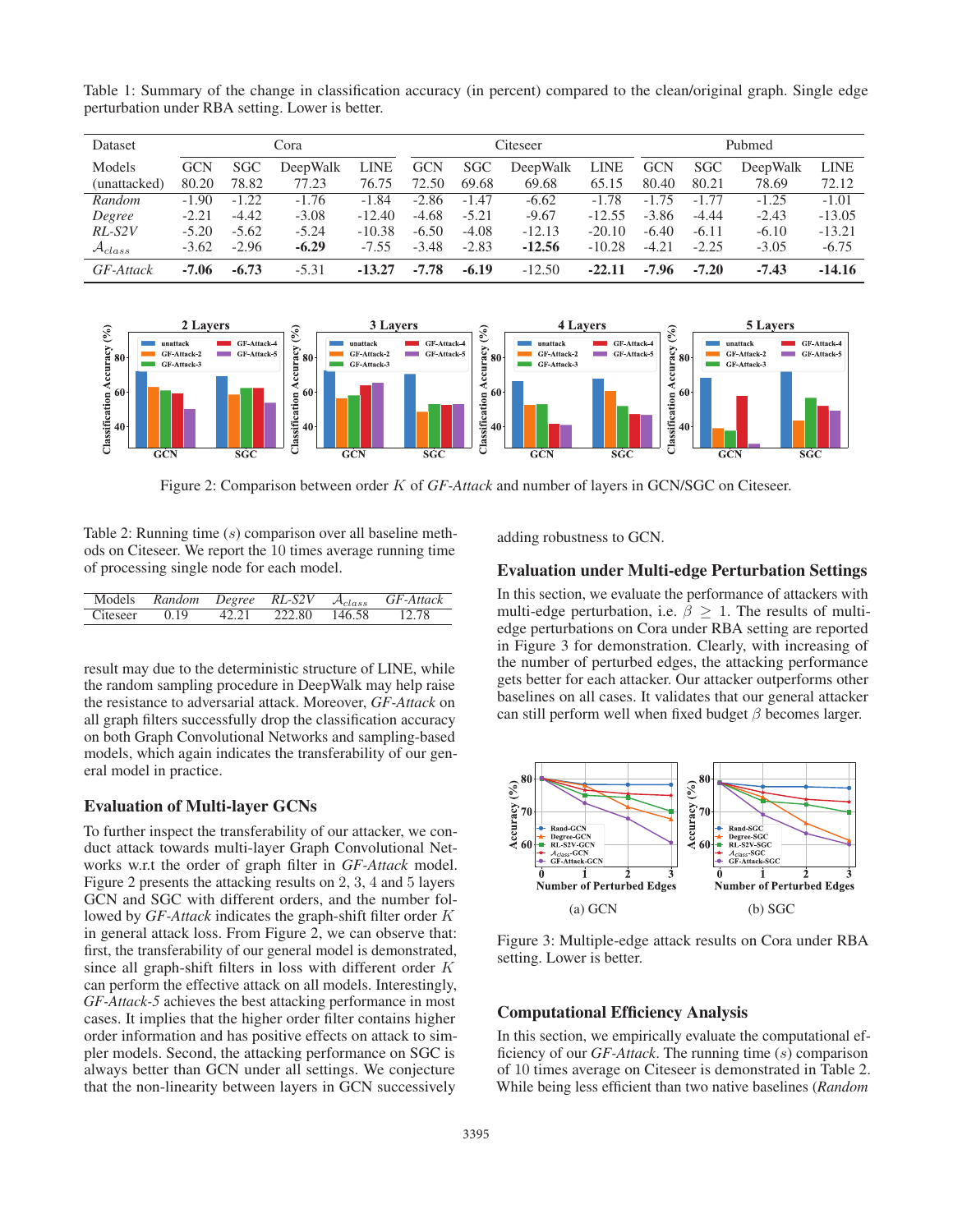Table 1: Summary of the change in classification accuracy (in percent) compared to the clean/original graph. Single edge perturbation under RBA setting. Lower is better.

| Dataset | Cora | | | | Citeseer | | | | Pubmed | | | |
|---|---|---|---|---|---|---|---|---|---|---|---|---|
| Models | GCN | SGC | DeepWalk | LINE | GCN | SGC | DeepWalk | LINE | GCN | SGC | DeepWalk | LINE |
| (unattacked) | 80.20 | 78.82 | 77.23 | 76.75 | 72.50 | 69.68 | 69.68 | 65.15 | 80.40 | 80.21 | 78.69 | 72.12 |
| *Random* | -1.90 | -1.22 | -1.76 | -1.84 | -2.86 | -1.47 | -6.62 | -1.78 | -1.75 | -1.77 | -1.25 | -1.01 |
| *Degree* | -2.21 | -4.42 | -3.08 | -12.40 | -4.68 | -5.21 | -9.67 | -12.55 | -3.86 | -4.44 | -2.43 | -13.05 |
| *RL-S2V* | -5.20 | -5.62 | -5.24 | -10.38 | -6.50 | -4.08 | -12.13 | -20.10 | -6.40 | -6.11 | -6.10 | -13.21 |
| $\mathcal{A}_{class}$ | -3.62 | -2.96 | **-6.29** | -7.55 | -3.48 | -2.83 | **-12.56** | -10.28 | -4.21 | -2.25 | -3.05 | -6.75 |
| *GF-Attack* | **-7.06** | **-6.73** | -5.31 | **-13.27** | **-7.78** | **-6.19** | -12.50 | **-22.11** | **-7.96** | **-7.20** | **-7.43** | **-14.16** |

Figure 2: Comparison between order $K$ of *GF-Attack* and number of layers in GCN/SGC on Citeseer.

Table 2: Running time ($s$) comparison over all baseline methods on Citeseer. We report the 10 times average running time of processing single node for each model.

| Models | *Random* | *Degree* | *RL-S2V* | $\mathcal{A}_{class}$ | *GF-Attack* |
|---|---|---|---|---|---|
| Citeseer | 0.19 | 42.21 | 222.80 | 146.58 | 12.78 |

result may due to the deterministic structure of LINE, while the random sampling procedure in DeepWalk may help raise the resistance to adversarial attack. Moreover, *GF-Attack* on all graph filters successfully drop the classification accuracy on both Graph Convolutional Networks and sampling-based models, which again indicates the transferability of our general model in practice.

### Evaluation of Multi-layer GCNs

To further inspect the transferability of our attacker, we conduct attack towards multi-layer Graph Convolutional Networks w.r.t the order of graph filter in *GF-Attack* model. Figure 2 presents the attacking results on 2, 3, 4 and 5 layers GCN and SGC with different orders, and the number followed by *GF-Attack* indicates the graph-shift filter order $K$ in general attack loss. From Figure 2, we can observe that: first, the transferability of our general model is demonstrated, since all graph-shift filters in loss with different order $K$ can perform the effective attack on all models. Interestingly, *GF-Attack-5* achieves the best attacking performance in most cases. It implies that the higher order filter contains higher order information and has positive effects on attack to simpler models. Second, the attacking performance on SGC is always better than GCN under all settings. We conjecture that the non-linearity between layers in GCN successively adding robustness to GCN.

### Evaluation under Multi-edge Perturbation Settings

In this section, we evaluate the performance of attackers with multi-edge perturbation, i.e. $\beta \geq 1$. The results of multi-edge perturbations on Cora under RBA setting are reported in Figure 3 for demonstration. Clearly, with increasing of the number of perturbed edges, the attacking performance gets better for each attacker. Our attacker outperforms other baselines on all cases. It validates that our general attacker can still perform well when fixed budget $\beta$ becomes larger.

(a) GCN (b) SGC

Figure 3: Multiple-edge attack results on Cora under RBA setting. Lower is better.

### Computational Efficiency Analysis

In this section, we empirically evaluate the computational efficiency of our *GF-Attack*. The running time ($s$) comparison of 10 times average on Citeseer is demonstrated in Table 2. While being less efficient than two native baselines (*Random*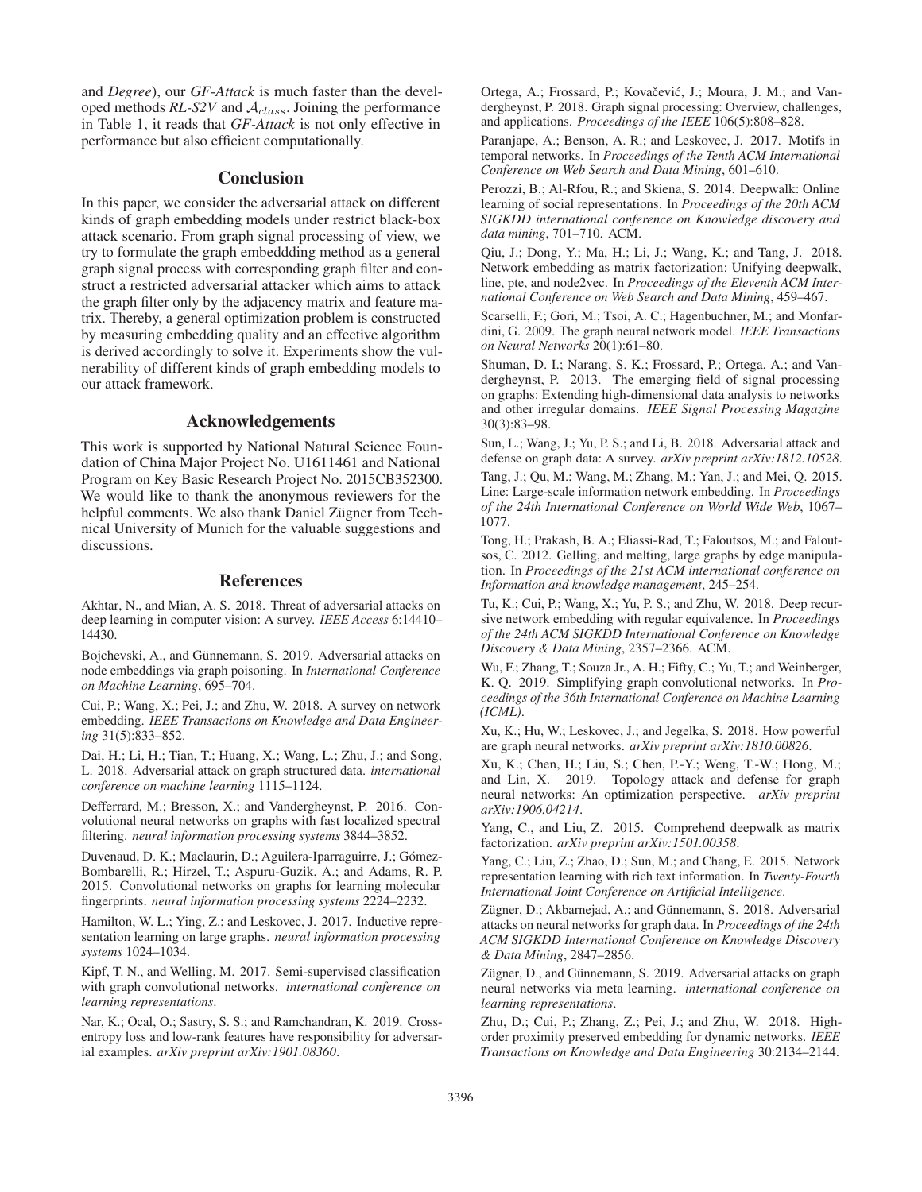and *Degree*), our *GF-Attack* is much faster than the developed methods *RL-S2V* and $\mathcal{A}_{class}$. Joining the performance in Table 1, it reads that *GF-Attack* is not only effective in performance but also efficient computationally.

## Conclusion

In this paper, we consider the adversarial attack on different kinds of graph embedding models under restrict black-box attack scenario. From graph signal processing of view, we try to formulate the graph embeddding method as a general graph signal process with corresponding graph filter and construct a restricted adversarial attacker which aims to attack the graph filter only by the adjacency matrix and feature matrix. Thereby, a general optimization problem is constructed by measuring embedding quality and an effective algorithm is derived accordingly to solve it. Experiments show the vulnerability of different kinds of graph embedding models to our attack framework.

## Acknowledgements

This work is supported by National Natural Science Foundation of China Major Project No. U1611461 and National Program on Key Basic Research Project No. 2015CB352300. We would like to thank the anonymous reviewers for the helpful comments. We also thank Daniel Zügner from Technical University of Munich for the valuable suggestions and discussions.

## References

Akhtar, N., and Mian, A. S. 2018. Threat of adversarial attacks on deep learning in computer vision: A survey. *IEEE Access* 6:14410–14430.

Bojchevski, A., and Günnemann, S. 2019. Adversarial attacks on node embeddings via graph poisoning. In *International Conference on Machine Learning*, 695–704.

Cui, P.; Wang, X.; Pei, J.; and Zhu, W. 2018. A survey on network embedding. *IEEE Transactions on Knowledge and Data Engineering* 31(5):833–852.

Dai, H.; Li, H.; Tian, T.; Huang, X.; Wang, L.; Zhu, J.; and Song, L. 2018. Adversarial attack on graph structured data. *international conference on machine learning* 1115–1124.

Defferrard, M.; Bresson, X.; and Vandergheynst, P. 2016. Convolutional neural networks on graphs with fast localized spectral filtering. *neural information processing systems* 3844–3852.

Duvenaud, D. K.; Maclaurin, D.; Aguilera-Iparraguirre, J.; Gómez-Bombarelli, R.; Hirzel, T.; Aspuru-Guzik, A.; and Adams, R. P. 2015. Convolutional networks on graphs for learning molecular fingerprints. *neural information processing systems* 2224–2232.

Hamilton, W. L.; Ying, Z.; and Leskovec, J. 2017. Inductive representation learning on large graphs. *neural information processing systems* 1024–1034.

Kipf, T. N., and Welling, M. 2017. Semi-supervised classification with graph convolutional networks. *international conference on learning representations*.

Nar, K.; Ocal, O.; Sastry, S. S.; and Ramchandran, K. 2019. Cross-entropy loss and low-rank features have responsibility for adversarial examples. *arXiv preprint arXiv:1901.08360*.

Ortega, A.; Frossard, P.; Kovačević, J.; Moura, J. M.; and Vandergheynst, P. 2018. Graph signal processing: Overview, challenges, and applications. *Proceedings of the IEEE* 106(5):808–828.

Paranjape, A.; Benson, A. R.; and Leskovec, J. 2017. Motifs in temporal networks. In *Proceedings of the Tenth ACM International Conference on Web Search and Data Mining*, 601–610.

Perozzi, B.; Al-Rfou, R.; and Skiena, S. 2014. Deepwalk: Online learning of social representations. In *Proceedings of the 20th ACM SIGKDD international conference on Knowledge discovery and data mining*, 701–710. ACM.

Qiu, J.; Dong, Y.; Ma, H.; Li, J.; Wang, K.; and Tang, J. 2018. Network embedding as matrix factorization: Unifying deepwalk, line, pte, and node2vec. In *Proceedings of the Eleventh ACM International Conference on Web Search and Data Mining*, 459–467.

Scarselli, F.; Gori, M.; Tsoi, A. C.; Hagenbuchner, M.; and Monfardini, G. 2009. The graph neural network model. *IEEE Transactions on Neural Networks* 20(1):61–80.

Shuman, D. I.; Narang, S. K.; Frossard, P.; Ortega, A.; and Vandergheynst, P. 2013. The emerging field of signal processing on graphs: Extending high-dimensional data analysis to networks and other irregular domains. *IEEE Signal Processing Magazine* 30(3):83–98.

Sun, L.; Wang, J.; Yu, P. S.; and Li, B. 2018. Adversarial attack and defense on graph data: A survey. *arXiv preprint arXiv:1812.10528*.

Tang, J.; Qu, M.; Wang, M.; Zhang, M.; Yan, J.; and Mei, Q. 2015. Line: Large-scale information network embedding. In *Proceedings of the 24th International Conference on World Wide Web*, 1067–1077.

Tong, H.; Prakash, B. A.; Eliassi-Rad, T.; Faloutsos, M.; and Faloutsos, C. 2012. Gelling, and melting, large graphs by edge manipulation. In *Proceedings of the 21st ACM international conference on Information and knowledge management*, 245–254.

Tu, K.; Cui, P.; Wang, X.; Yu, P. S.; and Zhu, W. 2018. Deep recursive network embedding with regular equivalence. In *Proceedings of the 24th ACM SIGKDD International Conference on Knowledge Discovery & Data Mining*, 2357–2366. ACM.

Wu, F.; Zhang, T.; Souza Jr., A. H.; Fifty, C.; Yu, T.; and Weinberger, K. Q. 2019. Simplifying graph convolutional networks. In *Proceedings of the 36th International Conference on Machine Learning (ICML)*.

Xu, K.; Hu, W.; Leskovec, J.; and Jegelka, S. 2018. How powerful are graph neural networks. *arXiv preprint arXiv:1810.00826*.

Xu, K.; Chen, H.; Liu, S.; Chen, P.-Y.; Weng, T.-W.; Hong, M.; and Lin, X. 2019. Topology attack and defense for graph neural networks: An optimization perspective. *arXiv preprint arXiv:1906.04214*.

Yang, C., and Liu, Z. 2015. Comprehend deepwalk as matrix factorization. *arXiv preprint arXiv:1501.00358*.

Yang, C.; Liu, Z.; Zhao, D.; Sun, M.; and Chang, E. 2015. Network representation learning with rich text information. In *Twenty-Fourth International Joint Conference on Artificial Intelligence*.

Zügner, D.; Akbarnejad, A.; and Günnemann, S. 2018. Adversarial attacks on neural networks for graph data. In *Proceedings of the 24th ACM SIGKDD International Conference on Knowledge Discovery & Data Mining*, 2847–2856.

Zügner, D., and Günnemann, S. 2019. Adversarial attacks on graph neural networks via meta learning. *international conference on learning representations*.

Zhu, D.; Cui, P.; Zhang, Z.; Pei, J.; and Zhu, W. 2018. High-order proximity preserved embedding for dynamic networks. *IEEE Transactions on Knowledge and Data Engineering* 30:2134–2144.